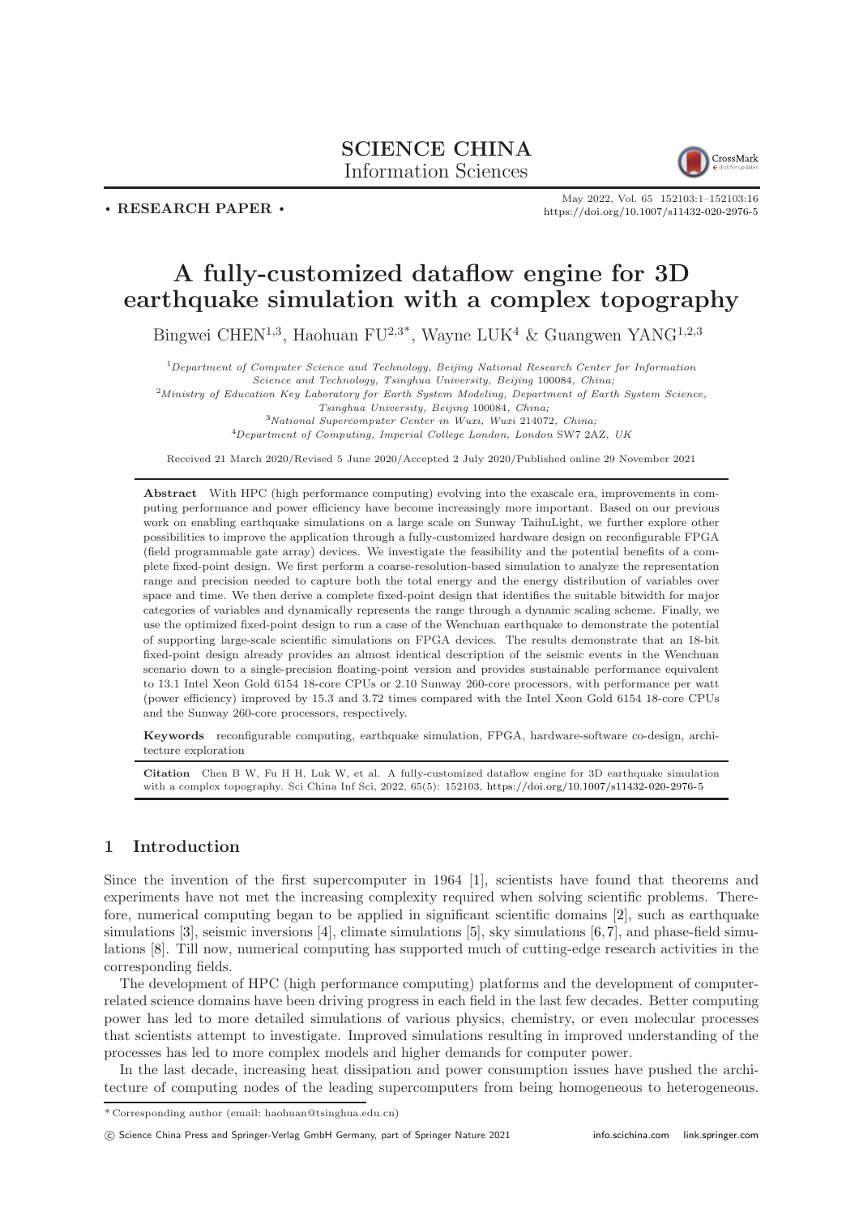**SCIENCE CHINA**
Information Sciences

• RESEARCH PAPER •

May 2022, Vol. 65 152103:1–152103:16
https://doi.org/10.1007/s11432-020-2976-5

# A fully-customized dataflow engine for 3D earthquake simulation with a complex topography

Bingwei CHEN[1,3], Haohuan FU[2,3*], Wayne LUK[4] & Guangwen YANG[1,2,3]

[1]*Department of Computer Science and Technology, Beijing National Research Center for Information Science and Technology, Tsinghua University, Beijing* 100084*, China;*
[2]*Ministry of Education Key Laboratory for Earth System Modeling, Department of Earth System Science, Tsinghua University, Beijing* 100084*, China;*
[3]*National Supercomputer Center in Wuxi, Wuxi* 214072*, China;*
[4]*Department of Computing, Imperial College London, London* SW7 2AZ*, UK*

Received 21 March 2020/Revised 5 June 2020/Accepted 2 July 2020/Published online 29 November 2021

**Abstract** With HPC (high performance computing) evolving into the exascale era, improvements in computing performance and power efficiency have become increasingly more important. Based on our previous work on enabling earthquake simulations on a large scale on Sunway TaihuLight, we further explore other possibilities to improve the application through a fully-customized hardware design on reconfigurable FPGA (field programmable gate array) devices. We investigate the feasibility and the potential benefits of a complete fixed-point design. We first perform a coarse-resolution-based simulation to analyze the representation range and precision needed to capture both the total energy and the energy distribution of variables over space and time. We then derive a complete fixed-point design that identifies the suitable bitwidth for major categories of variables and dynamically represents the range through a dynamic scaling scheme. Finally, we use the optimized fixed-point design to run a case of the Wenchuan earthquake to demonstrate the potential of supporting large-scale scientific simulations on FPGA devices. The results demonstrate that an 18-bit fixed-point design already provides an almost identical description of the seismic events in the Wenchuan scenario down to a single-precision floating-point version and provides sustainable performance equivalent to 13.1 Intel Xeon Gold 6154 18-core CPUs or 2.10 Sunway 260-core processors, with performance per watt (power efficiency) improved by 15.3 and 3.72 times compared with the Intel Xeon Gold 6154 18-core CPUs and the Sunway 260-core processors, respectively.

**Keywords** reconfigurable computing, earthquake simulation, FPGA, hardware-software co-design, architecture exploration

**Citation** Chen B W, Fu H H, Luk W, et al. A fully-customized dataflow engine for 3D earthquake simulation with a complex topography. Sci China Inf Sci, 2022, 65(5): 152103, https://doi.org/10.1007/s11432-020-2976-5

## 1 Introduction

Since the invention of the first supercomputer in 1964 [1], scientists have found that theorems and experiments have not met the increasing complexity required when solving scientific problems. Therefore, numerical computing began to be applied in significant scientific domains [2], such as earthquake simulations [3], seismic inversions [4], climate simulations [5], sky simulations [6,7], and phase-field simulations [8]. Till now, numerical computing has supported much of cutting-edge research activities in the corresponding fields.

The development of HPC (high performance computing) platforms and the development of computer-related science domains have been driving progress in each field in the last few decades. Better computing power has led to more detailed simulations of various physics, chemistry, or even molecular processes that scientists attempt to investigate. Improved simulations resulting in improved understanding of the processes has led to more complex models and higher demands for computer power.

In the last decade, increasing heat dissipation and power consumption issues have pushed the architecture of computing nodes of the leading supercomputers from being homogeneous to heterogeneous.

* Corresponding author (email: haohuan@tsinghua.edu.cn)

© Science China Press and Springer-Verlag GmbH Germany, part of Springer Nature 2021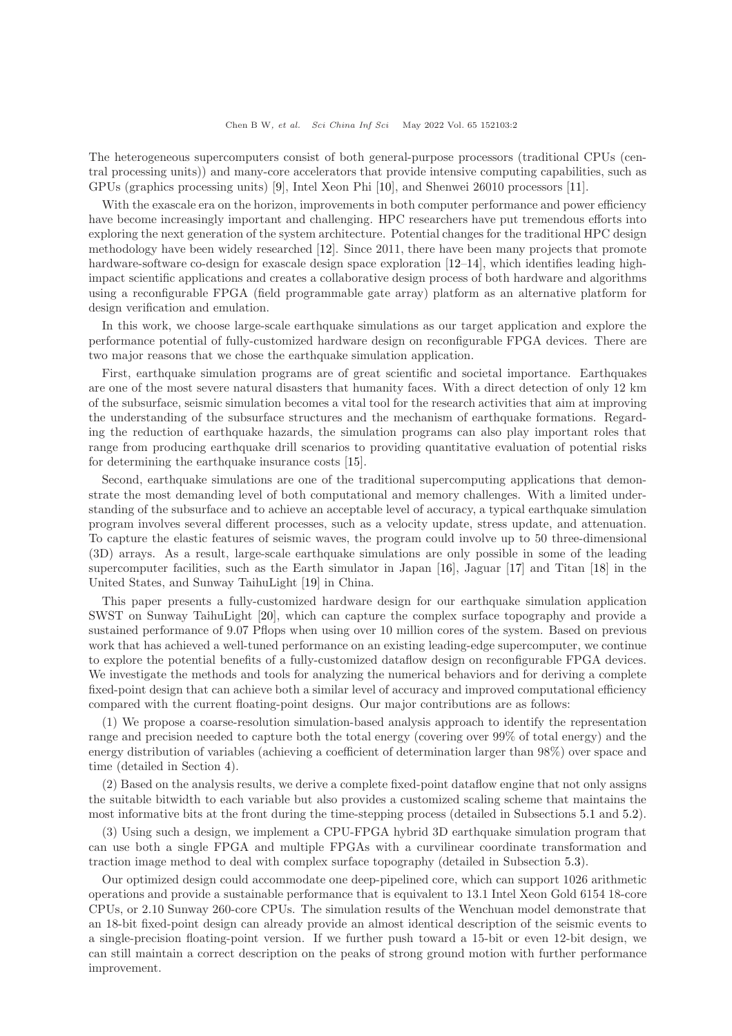The heterogeneous supercomputers consist of both general-purpose processors (traditional CPUs (central processing units)) and many-core accelerators that provide intensive computing capabilities, such as GPUs (graphics processing units) [9], Intel Xeon Phi [10], and Shenwei 26010 processors [11].

With the exascale era on the horizon, improvements in both computer performance and power efficiency have become increasingly important and challenging. HPC researchers have put tremendous efforts into exploring the next generation of the system architecture. Potential changes for the traditional HPC design methodology have been widely researched [12]. Since 2011, there have been many projects that promote hardware-software co-design for exascale design space exploration [12–14], which identifies leading high-impact scientific applications and creates a collaborative design process of both hardware and algorithms using a reconfigurable FPGA (field programmable gate array) platform as an alternative platform for design verification and emulation.

In this work, we choose large-scale earthquake simulations as our target application and explore the performance potential of fully-customized hardware design on reconfigurable FPGA devices. There are two major reasons that we chose the earthquake simulation application.

First, earthquake simulation programs are of great scientific and societal importance. Earthquakes are one of the most severe natural disasters that humanity faces. With a direct detection of only 12 km of the subsurface, seismic simulation becomes a vital tool for the research activities that aim at improving the understanding of the subsurface structures and the mechanism of earthquake formations. Regarding the reduction of earthquake hazards, the simulation programs can also play important roles that range from producing earthquake drill scenarios to providing quantitative evaluation of potential risks for determining the earthquake insurance costs [15].

Second, earthquake simulations are one of the traditional supercomputing applications that demonstrate the most demanding level of both computational and memory challenges. With a limited understanding of the subsurface and to achieve an acceptable level of accuracy, a typical earthquake simulation program involves several different processes, such as a velocity update, stress update, and attenuation. To capture the elastic features of seismic waves, the program could involve up to 50 three-dimensional (3D) arrays. As a result, large-scale earthquake simulations are only possible in some of the leading supercomputer facilities, such as the Earth simulator in Japan [16], Jaguar [17] and Titan [18] in the United States, and Sunway TaihuLight [19] in China.

This paper presents a fully-customized hardware design for our earthquake simulation application SWST on Sunway TaihuLight [20], which can capture the complex surface topography and provide a sustained performance of 9.07 Pflops when using over 10 million cores of the system. Based on previous work that has achieved a well-tuned performance on an existing leading-edge supercomputer, we continue to explore the potential benefits of a fully-customized dataflow design on reconfigurable FPGA devices. We investigate the methods and tools for analyzing the numerical behaviors and for deriving a complete fixed-point design that can achieve both a similar level of accuracy and improved computational efficiency compared with the current floating-point designs. Our major contributions are as follows:

(1) We propose a coarse-resolution simulation-based analysis approach to identify the representation range and precision needed to capture both the total energy (covering over 99% of total energy) and the energy distribution of variables (achieving a coefficient of determination larger than 98%) over space and time (detailed in Section 4).

(2) Based on the analysis results, we derive a complete fixed-point dataflow engine that not only assigns the suitable bitwidth to each variable but also provides a customized scaling scheme that maintains the most informative bits at the front during the time-stepping process (detailed in Subsections 5.1 and 5.2).

(3) Using such a design, we implement a CPU-FPGA hybrid 3D earthquake simulation program that can use both a single FPGA and multiple FPGAs with a curvilinear coordinate transformation and traction image method to deal with complex surface topography (detailed in Subsection 5.3).

Our optimized design could accommodate one deep-pipelined core, which can support 1026 arithmetic operations and provide a sustainable performance that is equivalent to 13.1 Intel Xeon Gold 6154 18-core CPUs, or 2.10 Sunway 260-core CPUs. The simulation results of the Wenchuan model demonstrate that an 18-bit fixed-point design can already provide an almost identical description of the seismic events to a single-precision floating-point version. If we further push toward a 15-bit or even 12-bit design, we can still maintain a correct description on the peaks of strong ground motion with further performance improvement.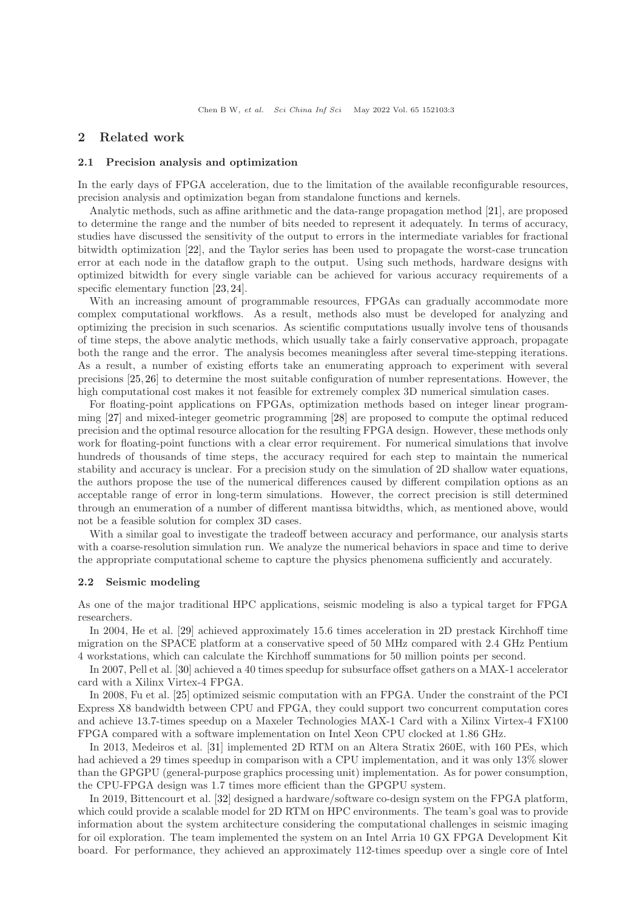## 2 Related work

### 2.1 Precision analysis and optimization

In the early days of FPGA acceleration, due to the limitation of the available reconfigurable resources, precision analysis and optimization began from standalone functions and kernels.

Analytic methods, such as affine arithmetic and the data-range propagation method [21], are proposed to determine the range and the number of bits needed to represent it adequately. In terms of accuracy, studies have discussed the sensitivity of the output to errors in the intermediate variables for fractional bitwidth optimization [22], and the Taylor series has been used to propagate the worst-case truncation error at each node in the dataflow graph to the output. Using such methods, hardware designs with optimized bitwidth for every single variable can be achieved for various accuracy requirements of a specific elementary function [23, 24].

With an increasing amount of programmable resources, FPGAs can gradually accommodate more complex computational workflows. As a result, methods also must be developed for analyzing and optimizing the precision in such scenarios. As scientific computations usually involve tens of thousands of time steps, the above analytic methods, which usually take a fairly conservative approach, propagate both the range and the error. The analysis becomes meaningless after several time-stepping iterations. As a result, a number of existing efforts take an enumerating approach to experiment with several precisions [25, 26] to determine the most suitable configuration of number representations. However, the high computational cost makes it not feasible for extremely complex 3D numerical simulation cases.

For floating-point applications on FPGAs, optimization methods based on integer linear programming [27] and mixed-integer geometric programming [28] are proposed to compute the optimal reduced precision and the optimal resource allocation for the resulting FPGA design. However, these methods only work for floating-point functions with a clear error requirement. For numerical simulations that involve hundreds of thousands of time steps, the accuracy required for each step to maintain the numerical stability and accuracy is unclear. For a precision study on the simulation of 2D shallow water equations, the authors propose the use of the numerical differences caused by different compilation options as an acceptable range of error in long-term simulations. However, the correct precision is still determined through an enumeration of a number of different mantissa bitwidths, which, as mentioned above, would not be a feasible solution for complex 3D cases.

With a similar goal to investigate the tradeoff between accuracy and performance, our analysis starts with a coarse-resolution simulation run. We analyze the numerical behaviors in space and time to derive the appropriate computational scheme to capture the physics phenomena sufficiently and accurately.

### 2.2 Seismic modeling

As one of the major traditional HPC applications, seismic modeling is also a typical target for FPGA researchers.

In 2004, He et al. [29] achieved approximately 15.6 times acceleration in 2D prestack Kirchhoff time migration on the SPACE platform at a conservative speed of 50 MHz compared with 2.4 GHz Pentium 4 workstations, which can calculate the Kirchhoff summations for 50 million points per second.

In 2007, Pell et al. [30] achieved a 40 times speedup for subsurface offset gathers on a MAX-1 accelerator card with a Xilinx Virtex-4 FPGA.

In 2008, Fu et al. [25] optimized seismic computation with an FPGA. Under the constraint of the PCI Express X8 bandwidth between CPU and FPGA, they could support two concurrent computation cores and achieve 13.7-times speedup on a Maxeler Technologies MAX-1 Card with a Xilinx Virtex-4 FX100 FPGA compared with a software implementation on Intel Xeon CPU clocked at 1.86 GHz.

In 2013, Medeiros et al. [31] implemented 2D RTM on an Altera Stratix 260E, with 160 PEs, which had achieved a 29 times speedup in comparison with a CPU implementation, and it was only 13% slower than the GPGPU (general-purpose graphics processing unit) implementation. As for power consumption, the CPU-FPGA design was 1.7 times more efficient than the GPGPU system.

In 2019, Bittencourt et al. [32] designed a hardware/software co-design system on the FPGA platform, which could provide a scalable model for 2D RTM on HPC environments. The team's goal was to provide information about the system architecture considering the computational challenges in seismic imaging for oil exploration. The team implemented the system on an Intel Arria 10 GX FPGA Development Kit board. For performance, they achieved an approximately 112-times speedup over a single core of Intel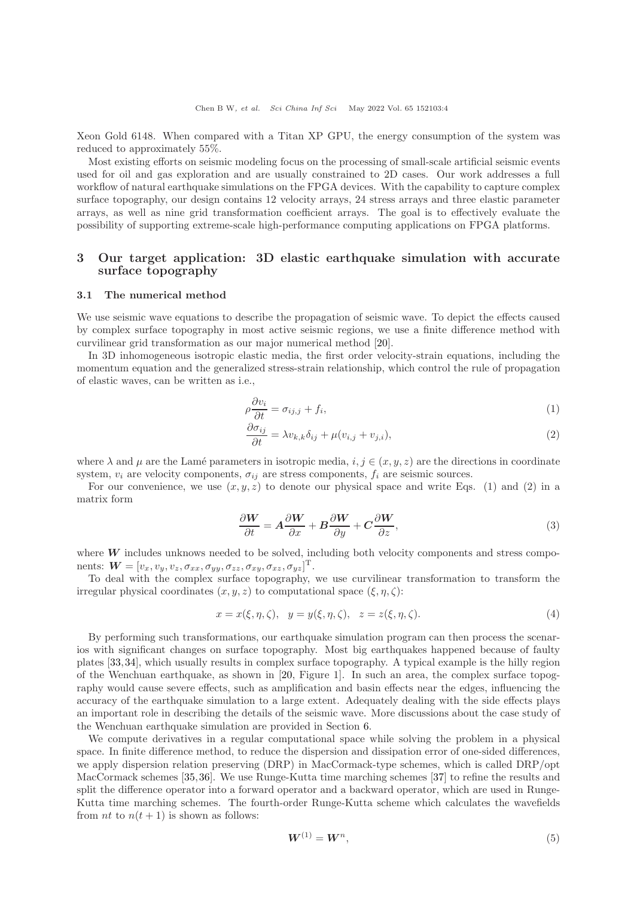Xeon Gold 6148. When compared with a Titan XP GPU, the energy consumption of the system was reduced to approximately 55%.

Most existing efforts on seismic modeling focus on the processing of small-scale artificial seismic events used for oil and gas exploration and are usually constrained to 2D cases. Our work addresses a full workflow of natural earthquake simulations on the FPGA devices. With the capability to capture complex surface topography, our design contains 12 velocity arrays, 24 stress arrays and three elastic parameter arrays, as well as nine grid transformation coefficient arrays. The goal is to effectively evaluate the possibility of supporting extreme-scale high-performance computing applications on FPGA platforms.

## 3 Our target application: 3D elastic earthquake simulation with accurate surface topography

### 3.1 The numerical method

We use seismic wave equations to describe the propagation of seismic wave. To depict the effects caused by complex surface topography in most active seismic regions, we use a finite difference method with curvilinear grid transformation as our major numerical method [20].

In 3D inhomogeneous isotropic elastic media, the first order velocity-strain equations, including the momentum equation and the generalized stress-strain relationship, which control the rule of propagation of elastic waves, can be written as i.e.,

$$\rho \frac{\partial v_i}{\partial t} = \sigma_{ij,j} + f_i, \tag{1}$$

$$\frac{\partial \sigma_{ij}}{\partial t} = \lambda v_{k,k} \delta_{ij} + \mu (v_{i,j} + v_{j,i}), \tag{2}$$

where $\lambda$ and $\mu$ are the Lamé parameters in isotropic media, $i, j \in (x, y, z)$ are the directions in coordinate system, $v_i$ are velocity components, $\sigma_{ij}$ are stress components, $f_i$ are seismic sources.

For our convenience, we use $(x, y, z)$ to denote our physical space and write Eqs. (1) and (2) in a matrix form

$$\frac{\partial \boldsymbol{W}}{\partial t} = \boldsymbol{A} \frac{\partial \boldsymbol{W}}{\partial x} + \boldsymbol{B} \frac{\partial \boldsymbol{W}}{\partial y} + \boldsymbol{C} \frac{\partial \boldsymbol{W}}{\partial z}, \tag{3}$$

where $\boldsymbol{W}$ includes unknows needed to be solved, including both velocity components and stress components: $\boldsymbol{W} = [v_x, v_y, v_z, \sigma_{xx}, \sigma_{yy}, \sigma_{zz}, \sigma_{xy}, \sigma_{xz}, \sigma_{yz}]^{\mathrm{T}}$.

To deal with the complex surface topography, we use curvilinear transformation to transform the irregular physical coordinates $(x, y, z)$ to computational space $(\xi, \eta, \zeta)$:

$$x = x(\xi, \eta, \zeta), \quad y = y(\xi, \eta, \zeta), \quad z = z(\xi, \eta, \zeta). \tag{4}$$

By performing such transformations, our earthquake simulation program can then process the scenarios with significant changes on surface topography. Most big earthquakes happened because of faulty plates [33, 34], which usually results in complex surface topography. A typical example is the hilly region of the Wenchuan earthquake, as shown in [20, Figure 1]. In such an area, the complex surface topography would cause severe effects, such as amplification and basin effects near the edges, influencing the accuracy of the earthquake simulation to a large extent. Adequately dealing with the side effects plays an important role in describing the details of the seismic wave. More discussions about the case study of the Wenchuan earthquake simulation are provided in Section 6.

We compute derivatives in a regular computational space while solving the problem in a physical space. In finite difference method, to reduce the dispersion and dissipation error of one-sided differences, we apply dispersion relation preserving (DRP) in MacCormack-type schemes, which is called DRP/opt MacCormack schemes [35, 36]. We use Runge-Kutta time marching schemes [37] to refine the results and split the difference operator into a forward operator and a backward operator, which are used in Runge-Kutta time marching schemes. The fourth-order Runge-Kutta scheme which calculates the wavefields from $nt$ to $n(t + 1)$ is shown as follows:

$$\boldsymbol{W}^{(1)} = \boldsymbol{W}^n, \tag{5}$$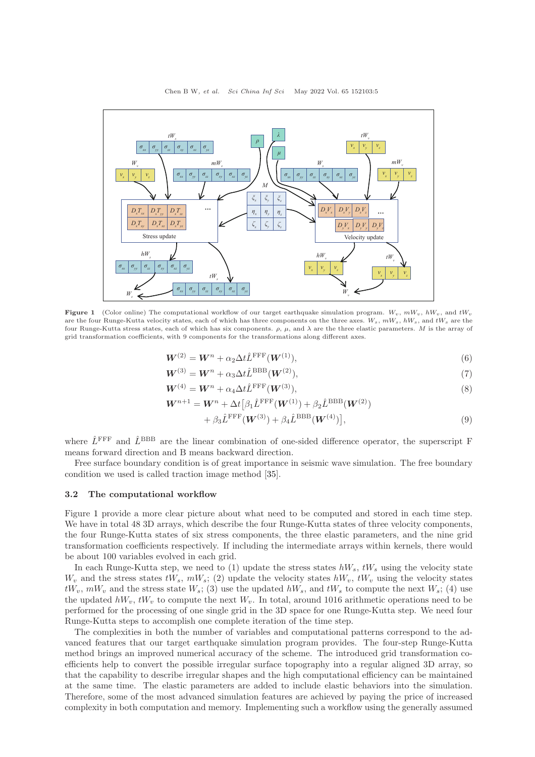**Figure 1** (Color online) The computational workflow of our target earthquake simulation program. $W_v$, $mW_v$, $hW_v$, and $tW_v$ are the four Runge-Kutta velocity states, each of which has three components on the three axes. $W_s$, $mW_s$, $hW_s$, and $tW_s$ are the four Runge-Kutta stress states, each of which has six components. $\rho$, $\mu$, and $\lambda$ are the three elastic parameters. $M$ is the array of grid transformation coefficients, with 9 components for the transformations along different axes.

$$\boldsymbol{W}^{(2)} = \boldsymbol{W}^{n} + \alpha_2 \Delta t \hat{L}^{\mathrm{FFF}}(\boldsymbol{W}^{(1)}), \tag{6}$$

$$\boldsymbol{W}^{(3)} = \boldsymbol{W}^{n} + \alpha_3 \Delta t \hat{L}^{\mathrm{BBB}}(\boldsymbol{W}^{(2)}), \tag{7}$$

$$\boldsymbol{W}^{(4)} = \boldsymbol{W}^{n} + \alpha_4 \Delta t \hat{L}^{\mathrm{FFF}}(\boldsymbol{W}^{(3)}), \tag{8}$$

$$\boldsymbol{W}^{n+1} = \boldsymbol{W}^{n} + \Delta t \big[\beta_1 \hat{L}^{\mathrm{FFF}}(\boldsymbol{W}^{(1)}) + \beta_2 \hat{L}^{\mathrm{BBB}}(\boldsymbol{W}^{(2)}) + \beta_3 \hat{L}^{\mathrm{FFF}}(\boldsymbol{W}^{(3)}) + \beta_4 \hat{L}^{\mathrm{BBB}}(\boldsymbol{W}^{(4)})\big], \tag{9}$$

where $\hat{L}^{\mathrm{FFF}}$ and $\hat{L}^{\mathrm{BBB}}$ are the linear combination of one-sided difference operator, the superscript F means forward direction and B means backward direction.

Free surface boundary condition is of great importance in seismic wave simulation. The free boundary condition we used is called traction image method [35].

### 3.2 The computational workflow

Figure 1 provide a more clear picture about what need to be computed and stored in each time step. We have in total 48 3D arrays, which describe the four Runge-Kutta states of three velocity components, the four Runge-Kutta states of six stress components, the three elastic parameters, and the nine grid transformation coefficients respectively. If including the intermediate arrays within kernels, there would be about 100 variables evolved in each grid.

In each Runge-Kutta step, we need to (1) update the stress states $hW_s$, $tW_s$ using the velocity state $W_v$ and the stress states $tW_s$, $mW_s$; (2) update the velocity states $hW_v$, $tW_v$ using the velocity states $tW_v$, $mW_v$ and the stress state $W_s$; (3) use the updated $hW_s$, and $tW_s$ to compute the next $W_s$; (4) use the updated $hW_v$, $tW_v$ to compute the next $W_v$. In total, around 1016 arithmetic operations need to be performed for the processing of one single grid in the 3D space for one Runge-Kutta step. We need four Runge-Kutta steps to accomplish one complete iteration of the time step.

The complexities in both the number of variables and computational patterns correspond to the advanced features that our target earthquake simulation program provides. The four-step Runge-Kutta method brings an improved numerical accuracy of the scheme. The introduced grid transformation coefficients help to convert the possible irregular surface topography into a regular aligned 3D array, so that the capability to describe irregular shapes and the high computational efficiency can be maintained at the same time. The elastic parameters are added to include elastic behaviors into the simulation. Therefore, some of the most advanced simulation features are achieved by paying the price of increased complexity in both computation and memory. Implementing such a workflow using the generally assumed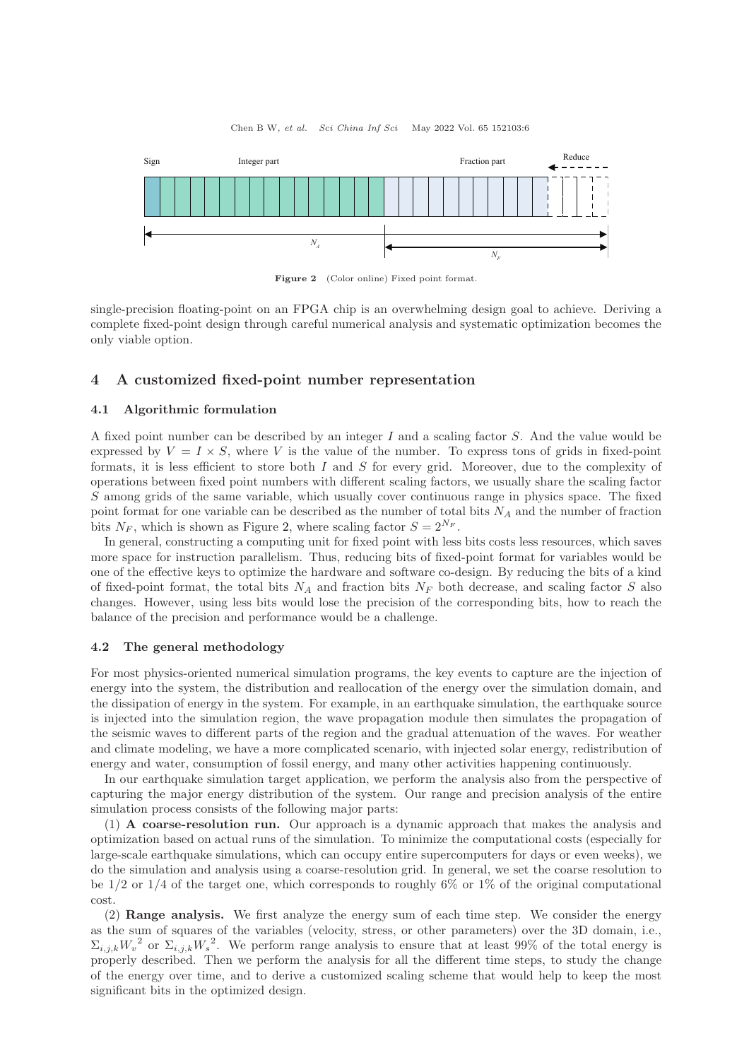Figure 2 (Color online) Fixed point format.

single-precision floating-point on an FPGA chip is an overwhelming design goal to achieve. Deriving a complete fixed-point design through careful numerical analysis and systematic optimization becomes the only viable option.

## 4 A customized fixed-point number representation

### 4.1 Algorithmic formulation

A fixed point number can be described by an integer $I$ and a scaling factor $S$. And the value would be expressed by $V = I \times S$, where $V$ is the value of the number. To express tons of grids in fixed-point formats, it is less efficient to store both $I$ and $S$ for every grid. Moreover, due to the complexity of operations between fixed point numbers with different scaling factors, we usually share the scaling factor $S$ among grids of the same variable, which usually cover continuous range in physics space. The fixed point format for one variable can be described as the number of total bits $N_A$ and the number of fraction bits $N_F$, which is shown as Figure 2, where scaling factor $S = 2^{N_F}$.

In general, constructing a computing unit for fixed point with less bits costs less resources, which saves more space for instruction parallelism. Thus, reducing bits of fixed-point format for variables would be one of the effective keys to optimize the hardware and software co-design. By reducing the bits of a kind of fixed-point format, the total bits $N_A$ and fraction bits $N_F$ both decrease, and scaling factor $S$ also changes. However, using less bits would lose the precision of the corresponding bits, how to reach the balance of the precision and performance would be a challenge.

### 4.2 The general methodology

For most physics-oriented numerical simulation programs, the key events to capture are the injection of energy into the system, the distribution and reallocation of the energy over the simulation domain, and the dissipation of energy in the system. For example, in an earthquake simulation, the earthquake source is injected into the simulation region, the wave propagation module then simulates the propagation of the seismic waves to different parts of the region and the gradual attenuation of the waves. For weather and climate modeling, we have a more complicated scenario, with injected solar energy, redistribution of energy and water, consumption of fossil energy, and many other activities happening continuously.

In our earthquake simulation target application, we perform the analysis also from the perspective of capturing the major energy distribution of the system. Our range and precision analysis of the entire simulation process consists of the following major parts:

(1) **A coarse-resolution run.** Our approach is a dynamic approach that makes the analysis and optimization based on actual runs of the simulation. To minimize the computational costs (especially for large-scale earthquake simulations, which can occupy entire supercomputers for days or even weeks), we do the simulation and analysis using a coarse-resolution grid. In general, we set the coarse resolution to be 1/2 or 1/4 of the target one, which corresponds to roughly 6% or 1% of the original computational cost.

(2) **Range analysis.** We first analyze the energy sum of each time step. We consider the energy as the sum of squares of the variables (velocity, stress, or other parameters) over the 3D domain, i.e., $\Sigma_{i,j,k}{W_v}^2$ or $\Sigma_{i,j,k}{W_s}^2$. We perform range analysis to ensure that at least 99% of the total energy is properly described. Then we perform the analysis for all the different time steps, to study the change of the energy over time, and to derive a customized scaling scheme that would help to keep the most significant bits in the optimized design.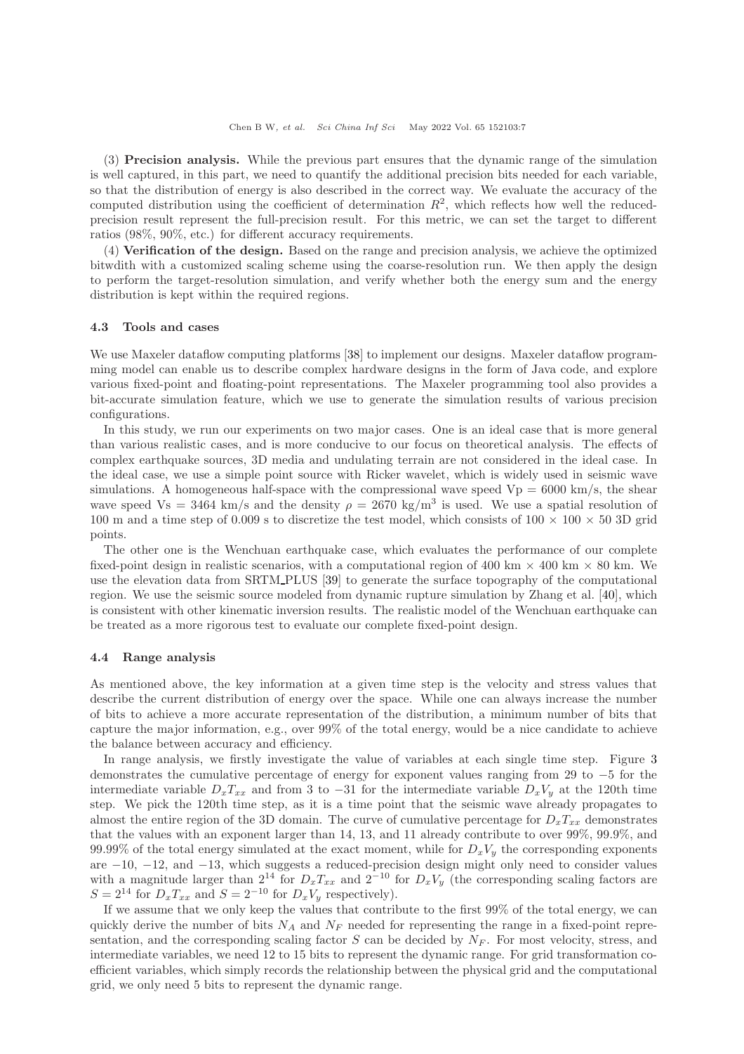(3) **Precision analysis.** While the previous part ensures that the dynamic range of the simulation is well captured, in this part, we need to quantify the additional precision bits needed for each variable, so that the distribution of energy is also described in the correct way. We evaluate the accuracy of the computed distribution using the coefficient of determination $R^2$, which reflects how well the reduced-precision result represent the full-precision result. For this metric, we can set the target to different ratios (98%, 90%, etc.) for different accuracy requirements.

(4) **Verification of the design.** Based on the range and precision analysis, we achieve the optimized bitwdith with a customized scaling scheme using the coarse-resolution run. We then apply the design to perform the target-resolution simulation, and verify whether both the energy sum and the energy distribution is kept within the required regions.

### 4.3 Tools and cases

We use Maxeler dataflow computing platforms [38] to implement our designs. Maxeler dataflow programming model can enable us to describe complex hardware designs in the form of Java code, and explore various fixed-point and floating-point representations. The Maxeler programming tool also provides a bit-accurate simulation feature, which we use to generate the simulation results of various precision configurations.

In this study, we run our experiments on two major cases. One is an ideal case that is more general than various realistic cases, and is more conducive to our focus on theoretical analysis. The effects of complex earthquake sources, 3D media and undulating terrain are not considered in the ideal case. In the ideal case, we use a simple point source with Ricker wavelet, which is widely used in seismic wave simulations. A homogeneous half-space with the compressional wave speed Vp = 6000 km/s, the shear wave speed Vs = 3464 km/s and the density $\rho$ = 2670 kg/m$^3$ is used. We use a spatial resolution of 100 m and a time step of 0.009 s to discretize the test model, which consists of 100 × 100 × 50 3D grid points.

The other one is the Wenchuan earthquake case, which evaluates the performance of our complete fixed-point design in realistic scenarios, with a computational region of 400 km × 400 km × 80 km. We use the elevation data from SRTM_PLUS [39] to generate the surface topography of the computational region. We use the seismic source modeled from dynamic rupture simulation by Zhang et al. [40], which is consistent with other kinematic inversion results. The realistic model of the Wenchuan earthquake can be treated as a more rigorous test to evaluate our complete fixed-point design.

### 4.4 Range analysis

As mentioned above, the key information at a given time step is the velocity and stress values that describe the current distribution of energy over the space. While one can always increase the number of bits to achieve a more accurate representation of the distribution, a minimum number of bits that capture the major information, e.g., over 99% of the total energy, would be a nice candidate to achieve the balance between accuracy and efficiency.

In range analysis, we firstly investigate the value of variables at each single time step. Figure 3 demonstrates the cumulative percentage of energy for exponent values ranging from 29 to −5 for the intermediate variable $D_xT_{xx}$ and from 3 to −31 for the intermediate variable $D_xV_y$ at the 120th time step. We pick the 120th time step, as it is a time point that the seismic wave already propagates to almost the entire region of the 3D domain. The curve of cumulative percentage for $D_xT_{xx}$ demonstrates that the values with an exponent larger than 14, 13, and 11 already contribute to over 99%, 99.9%, and 99.99% of the total energy simulated at the exact moment, while for $D_xV_y$ the corresponding exponents are −10, −12, and −13, which suggests a reduced-precision design might only need to consider values with a magnitude larger than $2^{14}$ for $D_xT_{xx}$ and $2^{-10}$ for $D_xV_y$ (the corresponding scaling factors are $S = 2^{14}$ for $D_xT_{xx}$ and $S = 2^{-10}$ for $D_xV_y$ respectively).

If we assume that we only keep the values that contribute to the first 99% of the total energy, we can quickly derive the number of bits $N_A$ and $N_F$ needed for representing the range in a fixed-point representation, and the corresponding scaling factor $S$ can be decided by $N_F$. For most velocity, stress, and intermediate variables, we need 12 to 15 bits to represent the dynamic range. For grid transformation coefficient variables, which simply records the relationship between the physical grid and the computational grid, we only need 5 bits to represent the dynamic range.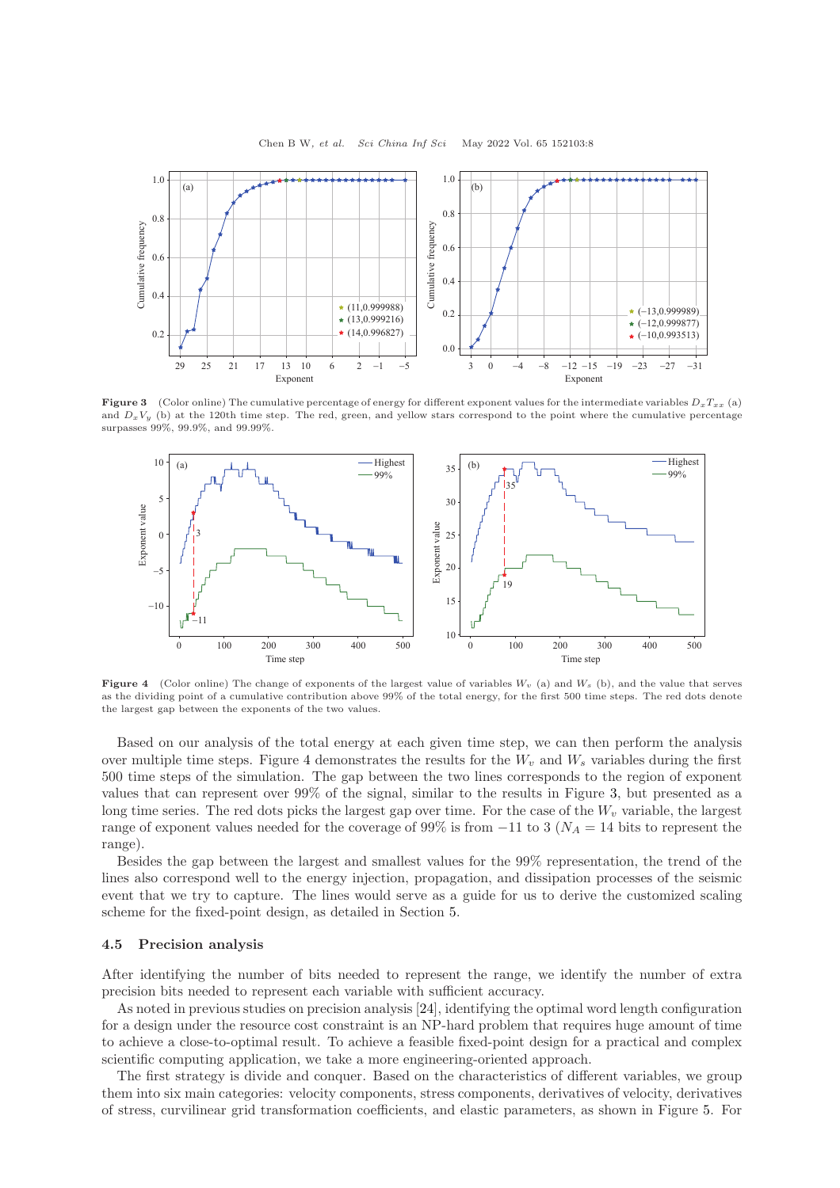**Figure 3** (Color online) The cumulative percentage of energy for different exponent values for the intermediate variables $D_xT_{xx}$ (a) and $D_xV_y$ (b) at the 120th time step. The red, green, and yellow stars correspond to the point where the cumulative percentage surpasses 99%, 99.9%, and 99.99%.

**Figure 4** (Color online) The change of exponents of the largest value of variables $W_v$ (a) and $W_s$ (b), and the value that serves as the dividing point of a cumulative contribution above 99% of the total energy, for the first 500 time steps. The red dots denote the largest gap between the exponents of the two values.

Based on our analysis of the total energy at each given time step, we can then perform the analysis over multiple time steps. Figure 4 demonstrates the results for the $W_v$ and $W_s$ variables during the first 500 time steps of the simulation. The gap between the two lines corresponds to the region of exponent values that can represent over 99% of the signal, similar to the results in Figure 3, but presented as a long time series. The red dots picks the largest gap over time. For the case of the $W_v$ variable, the largest range of exponent values needed for the coverage of 99% is from −11 to 3 ($N_A = 14$ bits to represent the range).

Besides the gap between the largest and smallest values for the 99% representation, the trend of the lines also correspond well to the energy injection, propagation, and dissipation processes of the seismic event that we try to capture. The lines would serve as a guide for us to derive the customized scaling scheme for the fixed-point design, as detailed in Section 5.

### 4.5 Precision analysis

After identifying the number of bits needed to represent the range, we identify the number of extra precision bits needed to represent each variable with sufficient accuracy.

As noted in previous studies on precision analysis [24], identifying the optimal word length configuration for a design under the resource cost constraint is an NP-hard problem that requires huge amount of time to achieve a close-to-optimal result. To achieve a feasible fixed-point design for a practical and complex scientific computing application, we take a more engineering-oriented approach.

The first strategy is divide and conquer. Based on the characteristics of different variables, we group them into six main categories: velocity components, stress components, derivatives of velocity, derivatives of stress, curvilinear grid transformation coefficients, and elastic parameters, as shown in Figure 5. For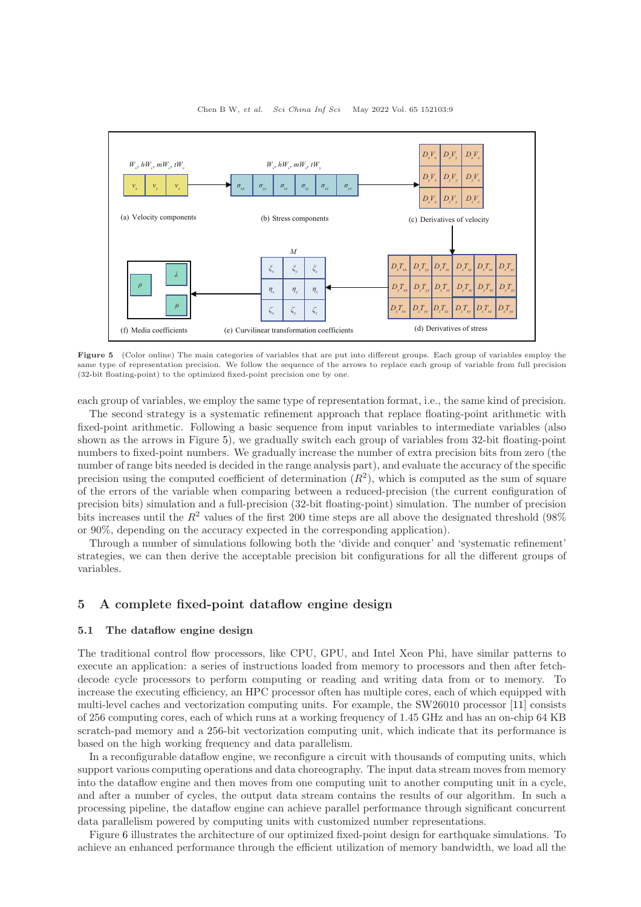**Figure 5** (Color online) The main categories of variables that are put into different groups. Each group of variables employ the same type of representation precision. We follow the sequence of the arrows to replace each group of variable from full precision (32-bit floating-point) to the optimized fixed-point precision one by one.

each group of variables, we employ the same type of representation format, i.e., the same kind of precision.

The second strategy is a systematic refinement approach that replace floating-point arithmetic with fixed-point arithmetic. Following a basic sequence from input variables to intermediate variables (also shown as the arrows in Figure 5), we gradually switch each group of variables from 32-bit floating-point numbers to fixed-point numbers. We gradually increase the number of extra precision bits from zero (the number of range bits needed is decided in the range analysis part), and evaluate the accuracy of the specific precision using the computed coefficient of determination ($R^2$), which is computed as the sum of square of the errors of the variable when comparing between a reduced-precision (the current configuration of precision bits) simulation and a full-precision (32-bit floating-point) simulation. The number of precision bits increases until the $R^2$ values of the first 200 time steps are all above the designated threshold (98% or 90%, depending on the accuracy expected in the corresponding application).

Through a number of simulations following both the 'divide and conquer' and 'systematic refinement' strategies, we can then derive the acceptable precision bit configurations for all the different groups of variables.

## 5 A complete fixed-point dataflow engine design

### 5.1 The dataflow engine design

The traditional control flow processors, like CPU, GPU, and Intel Xeon Phi, have similar patterns to execute an application: a series of instructions loaded from memory to processors and then after fetch-decode cycle processors to perform computing or reading and writing data from or to memory. To increase the executing efficiency, an HPC processor often has multiple cores, each of which equipped with multi-level caches and vectorization computing units. For example, the SW26010 processor [11] consists of 256 computing cores, each of which runs at a working frequency of 1.45 GHz and has an on-chip 64 KB scratch-pad memory and a 256-bit vectorization computing unit, which indicate that its performance is based on the high working frequency and data parallelism.

In a reconfigurable dataflow engine, we reconfigure a circuit with thousands of computing units, which support various computing operations and data choreography. The input data stream moves from memory into the dataflow engine and then moves from one computing unit to another computing unit in a cycle, and after a number of cycles, the output data stream contains the results of our algorithm. In such a processing pipeline, the dataflow engine can achieve parallel performance through significant concurrent data parallelism powered by computing units with customized number representations.

Figure 6 illustrates the architecture of our optimized fixed-point design for earthquake simulations. To achieve an enhanced performance through the efficient utilization of memory bandwidth, we load all the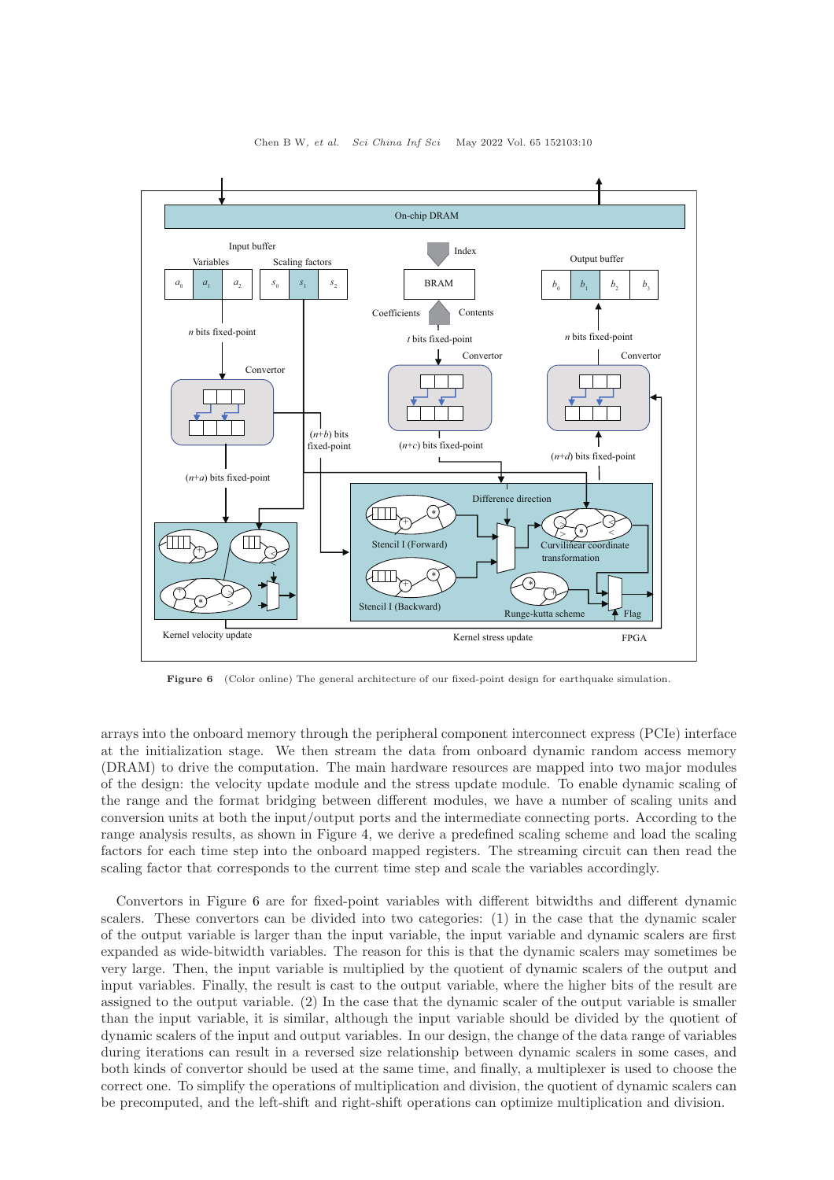**Figure 6** (Color online) The general architecture of our fixed-point design for earthquake simulation.

arrays into the onboard memory through the peripheral component interconnect express (PCIe) interface at the initialization stage. We then stream the data from onboard dynamic random access memory (DRAM) to drive the computation. The main hardware resources are mapped into two major modules of the design: the velocity update module and the stress update module. To enable dynamic scaling of the range and the format bridging between different modules, we have a number of scaling units and conversion units at both the input/output ports and the intermediate connecting ports. According to the range analysis results, as shown in Figure 4, we derive a predefined scaling scheme and load the scaling factors for each time step into the onboard mapped registers. The streaming circuit can then read the scaling factor that corresponds to the current time step and scale the variables accordingly.

Convertors in Figure 6 are for fixed-point variables with different bitwidths and different dynamic scalers. These convertors can be divided into two categories: (1) in the case that the dynamic scaler of the output variable is larger than the input variable, the input variable and dynamic scalers are first expanded as wide-bitwidth variables. The reason for this is that the dynamic scalers may sometimes be very large. Then, the input variable is multiplied by the quotient of dynamic scalers of the output and input variables. Finally, the result is cast to the output variable, where the higher bits of the result are assigned to the output variable. (2) In the case that the dynamic scaler of the output variable is smaller than the input variable, it is similar, although the input variable should be divided by the quotient of dynamic scalers of the input and output variables. In our design, the change of the data range of variables during iterations can result in a reversed size relationship between dynamic scalers in some cases, and both kinds of convertor should be used at the same time, and finally, a multiplexer is used to choose the correct one. To simplify the operations of multiplication and division, the quotient of dynamic scalers can be precomputed, and the left-shift and right-shift operations can optimize multiplication and division.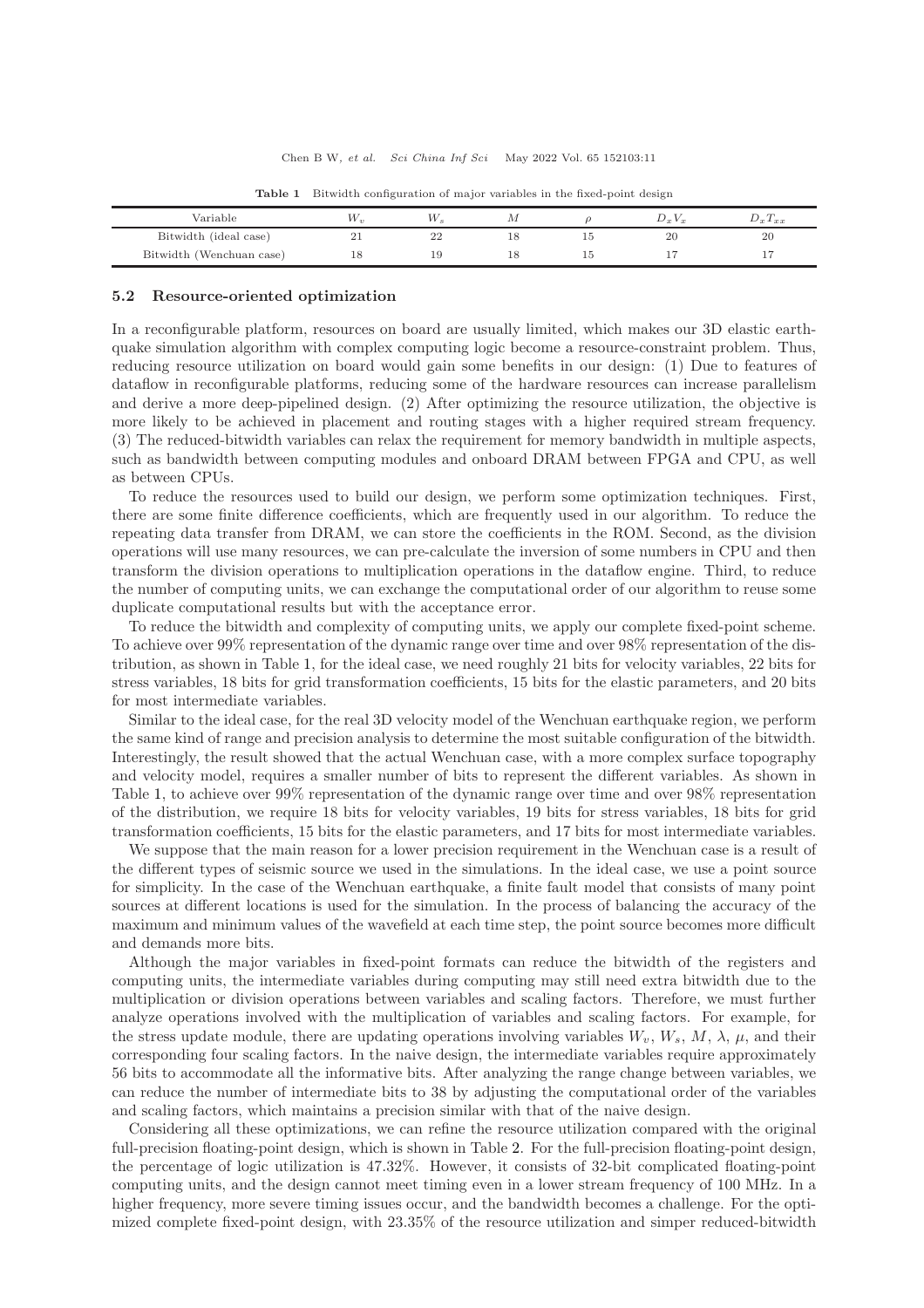**Table 1** Bitwidth configuration of major variables in the fixed-point design

| Variable | $W_v$ | $W_s$ | $M$ | $\rho$ | $D_x V_x$ | $D_x T_{xx}$ |
|---|---|---|---|---|---|---|
| Bitwidth (ideal case) | 21 | 22 | 18 | 15 | 20 | 20 |
| Bitwidth (Wenchuan case) | 18 | 19 | 18 | 15 | 17 | 17 |

### 5.2 Resource-oriented optimization

In a reconfigurable platform, resources on board are usually limited, which makes our 3D elastic earthquake simulation algorithm with complex computing logic become a resource-constraint problem. Thus, reducing resource utilization on board would gain some benefits in our design: (1) Due to features of dataflow in reconfigurable platforms, reducing some of the hardware resources can increase parallelism and derive a more deep-pipelined design. (2) After optimizing the resource utilization, the objective is more likely to be achieved in placement and routing stages with a higher required stream frequency. (3) The reduced-bitwidth variables can relax the requirement for memory bandwidth in multiple aspects, such as bandwidth between computing modules and onboard DRAM between FPGA and CPU, as well as between CPUs.

To reduce the resources used to build our design, we perform some optimization techniques. First, there are some finite difference coefficients, which are frequently used in our algorithm. To reduce the repeating data transfer from DRAM, we can store the coefficients in the ROM. Second, as the division operations will use many resources, we can pre-calculate the inversion of some numbers in CPU and then transform the division operations to multiplication operations in the dataflow engine. Third, to reduce the number of computing units, we can exchange the computational order of our algorithm to reuse some duplicate computational results but with the acceptance error.

To reduce the bitwidth and complexity of computing units, we apply our complete fixed-point scheme. To achieve over 99% representation of the dynamic range over time and over 98% representation of the distribution, as shown in Table 1, for the ideal case, we need roughly 21 bits for velocity variables, 22 bits for stress variables, 18 bits for grid transformation coefficients, 15 bits for the elastic parameters, and 20 bits for most intermediate variables.

Similar to the ideal case, for the real 3D velocity model of the Wenchuan earthquake region, we perform the same kind of range and precision analysis to determine the most suitable configuration of the bitwidth. Interestingly, the result showed that the actual Wenchuan case, with a more complex surface topography and velocity model, requires a smaller number of bits to represent the different variables. As shown in Table 1, to achieve over 99% representation of the dynamic range over time and over 98% representation of the distribution, we require 18 bits for velocity variables, 19 bits for stress variables, 18 bits for grid transformation coefficients, 15 bits for the elastic parameters, and 17 bits for most intermediate variables.

We suppose that the main reason for a lower precision requirement in the Wenchuan case is a result of the different types of seismic source we used in the simulations. In the ideal case, we use a point source for simplicity. In the case of the Wenchuan earthquake, a finite fault model that consists of many point sources at different locations is used for the simulation. In the process of balancing the accuracy of the maximum and minimum values of the wavefield at each time step, the point source becomes more difficult and demands more bits.

Although the major variables in fixed-point formats can reduce the bitwidth of the registers and computing units, the intermediate variables during computing may still need extra bitwidth due to the multiplication or division operations between variables and scaling factors. Therefore, we must further analyze operations involved with the multiplication of variables and scaling factors. For example, for the stress update module, there are updating operations involving variables $W_v$, $W_s$, $M$, $\lambda$, $\mu$, and their corresponding four scaling factors. In the naive design, the intermediate variables require approximately 56 bits to accommodate all the informative bits. After analyzing the range change between variables, we can reduce the number of intermediate bits to 38 by adjusting the computational order of the variables and scaling factors, which maintains a precision similar with that of the naive design.

Considering all these optimizations, we can refine the resource utilization compared with the original full-precision floating-point design, which is shown in Table 2. For the full-precision floating-point design, the percentage of logic utilization is 47.32%. However, it consists of 32-bit complicated floating-point computing units, and the design cannot meet timing even in a lower stream frequency of 100 MHz. In a higher frequency, more severe timing issues occur, and the bandwidth becomes a challenge. For the optimized complete fixed-point design, with 23.35% of the resource utilization and simper reduced-bitwidth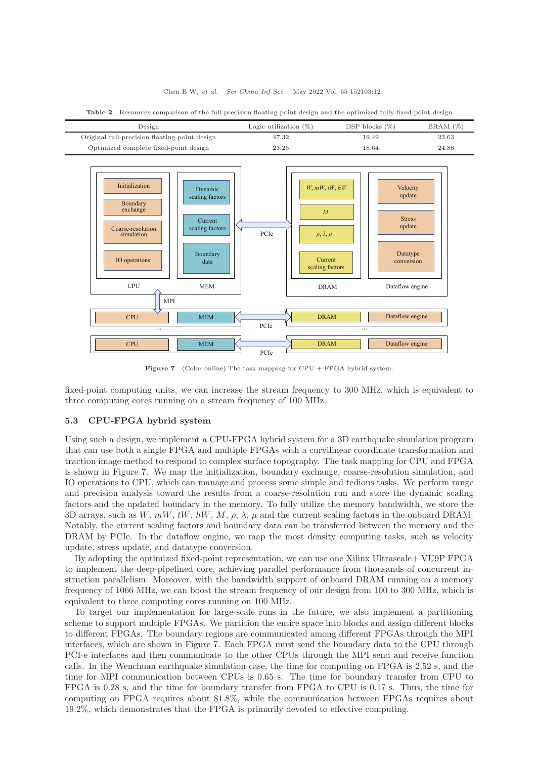**Table 2** Resources comparison of the full-precision floating-point design and the optimized fully fixed-point design

| Design | Logic utilization (%) | DSP blocks (%) | BRAM (%) |
|---|---|---|---|
| Original full-precision floating-point design | 47.32 | 19.49 | 23.63 |
| Optimized complete fixed-point design | 23.25 | 18.64 | 24.86 |

**Figure 7** (Color online) The task mapping for CPU + FPGA hybrid system.

fixed-point computing units, we can increase the stream frequency to 300 MHz, which is equivalent to three computing cores running on a stream frequency of 100 MHz.

### 5.3 CPU-FPGA hybrid system

Using such a design, we implement a CPU-FPGA hybrid system for a 3D earthquake simulation program that can use both a single FPGA and multiple FPGAs with a curvilinear coordinate transformation and traction image method to respond to complex surface topography. The task mapping for CPU and FPGA is shown in Figure 7. We map the initialization, boundary exchange, coarse-resolution simulation, and IO operations to CPU, which can manage and process some simple and tedious tasks. We perform range and precision analysis toward the results from a coarse-resolution run and store the dynamic scaling factors and the updated boundary in the memory. To fully utilize the memory bandwidth, we store the 3D arrays, such as $W$, $mW$, $tW$, $hW$, $M$, $\rho$, $\lambda$, $\mu$ and the current scaling factors in the onboard DRAM. Notably, the current scaling factors and boundary data can be transferred between the memory and the DRAM by PCIe. In the dataflow engine, we map the most density computing tasks, such as velocity update, stress update, and datatype conversion.

By adopting the optimized fixed-point representation, we can use one Xilinx Ultrascale+ VU9P FPGA to implement the deep-pipelined core, achieving parallel performance from thousands of concurrent instruction parallelism. Moreover, with the bandwidth support of onboard DRAM running on a memory frequency of 1066 MHz, we can boost the stream frequency of our design from 100 to 300 MHz, which is equivalent to three computing cores running on 100 MHz.

To target our implementation for large-scale runs in the future, we also implement a partitioning scheme to support multiple FPGAs. We partition the entire space into blocks and assign different blocks to different FPGAs. The boundary regions are communicated among different FPGAs through the MPI interfaces, which are shown in Figure 7. Each FPGA must send the boundary data to the CPU through PCI-e interfaces and then communicate to the other CPUs through the MPI send and receive function calls. In the Wenchuan earthquake simulation case, the time for computing on FPGA is 2.52 s, and the time for MPI communication between CPUs is 0.65 s. The time for boundary transfer from CPU to FPGA is 0.28 s, and the time for boundary transfer from FPGA to CPU is 0.17 s. Thus, the time for computing on FPGA requires about 81.8%, while the communication between FPGAs requires about 19.2%, which demonstrates that the FPGA is primarily devoted to effective computing.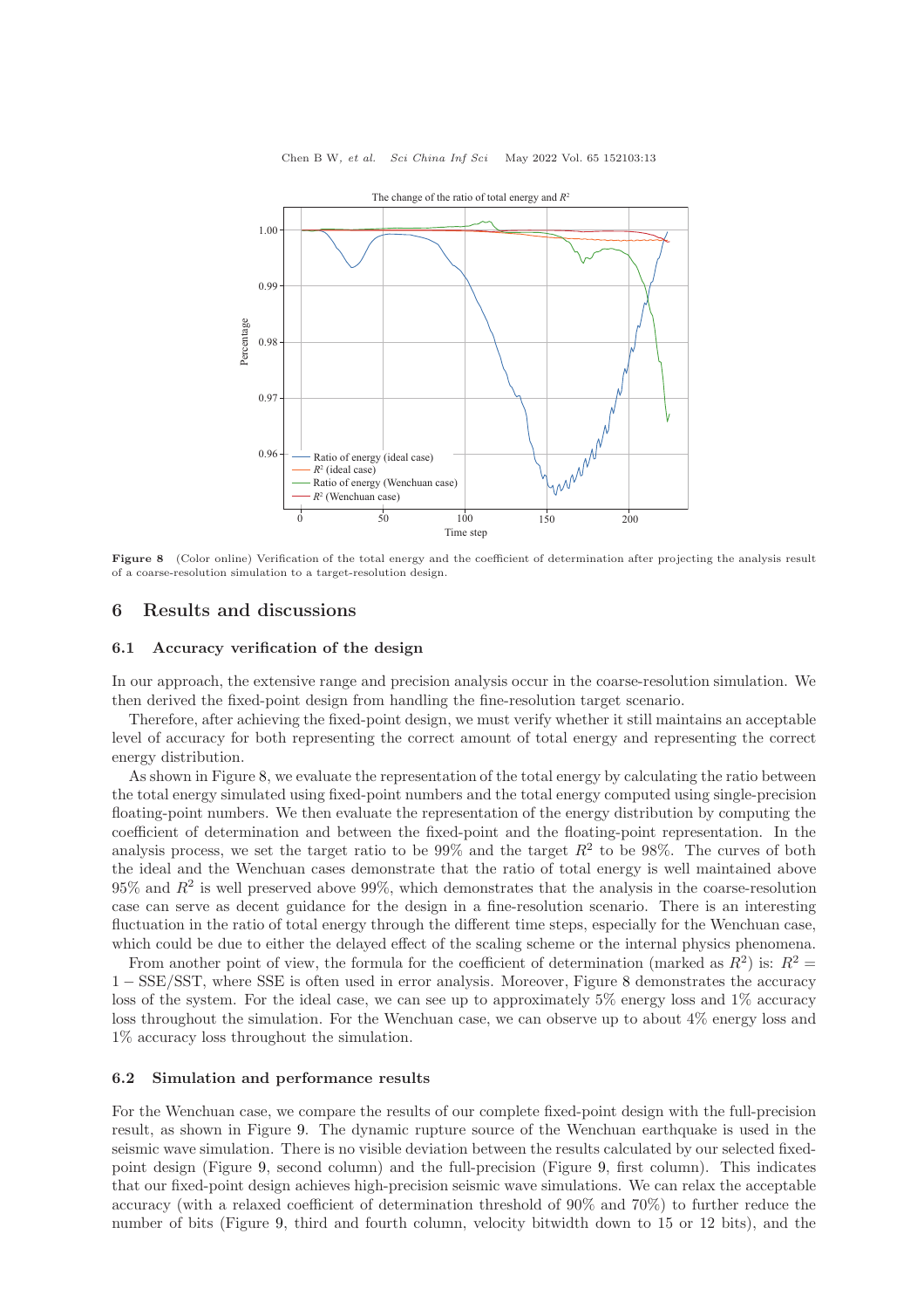Figure 8 (Color online) Verification of the total energy and the coefficient of determination after projecting the analysis result of a coarse-resolution simulation to a target-resolution design.

## 6 Results and discussions

### 6.1 Accuracy verification of the design

In our approach, the extensive range and precision analysis occur in the coarse-resolution simulation. We then derived the fixed-point design from handling the fine-resolution target scenario.

Therefore, after achieving the fixed-point design, we must verify whether it still maintains an acceptable level of accuracy for both representing the correct amount of total energy and representing the correct energy distribution.

As shown in Figure 8, we evaluate the representation of the total energy by calculating the ratio between the total energy simulated using fixed-point numbers and the total energy computed using single-precision floating-point numbers. We then evaluate the representation of the energy distribution by computing the coefficient of determination and between the fixed-point and the floating-point representation. In the analysis process, we set the target ratio to be 99% and the target $R^2$ to be 98%. The curves of both the ideal and the Wenchuan cases demonstrate that the ratio of total energy is well maintained above 95% and $R^2$ is well preserved above 99%, which demonstrates that the analysis in the coarse-resolution case can serve as decent guidance for the design in a fine-resolution scenario. There is an interesting fluctuation in the ratio of total energy through the different time steps, especially for the Wenchuan case, which could be due to either the delayed effect of the scaling scheme or the internal physics phenomena.

From another point of view, the formula for the coefficient of determination (marked as $R^2$) is: $R^2 = 1 - \text{SSE}/\text{SST}$, where SSE is often used in error analysis. Moreover, Figure 8 demonstrates the accuracy loss of the system. For the ideal case, we can see up to approximately 5% energy loss and 1% accuracy loss throughout the simulation. For the Wenchuan case, we can observe up to about 4% energy loss and 1% accuracy loss throughout the simulation.

### 6.2 Simulation and performance results

For the Wenchuan case, we compare the results of our complete fixed-point design with the full-precision result, as shown in Figure 9. The dynamic rupture source of the Wenchuan earthquake is used in the seismic wave simulation. There is no visible deviation between the results calculated by our selected fixed-point design (Figure 9, second column) and the full-precision (Figure 9, first column). This indicates that our fixed-point design achieves high-precision seismic wave simulations. We can relax the acceptable accuracy (with a relaxed coefficient of determination threshold of 90% and 70%) to further reduce the number of bits (Figure 9, third and fourth column, velocity bitwidth down to 15 or 12 bits), and the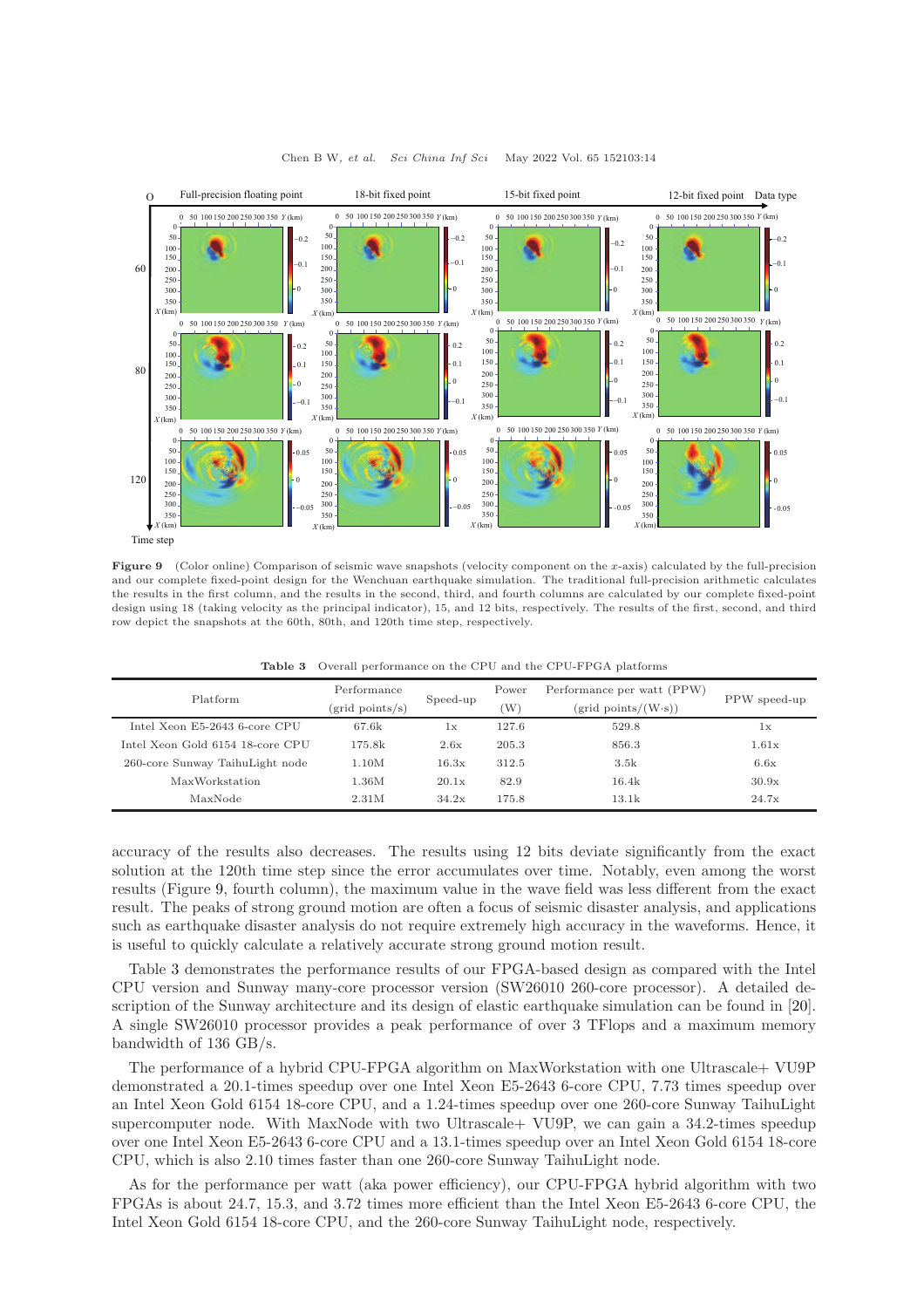**Figure 9** (Color online) Comparison of seismic wave snapshots (velocity component on the $x$-axis) calculated by the full-precision and our complete fixed-point design for the Wenchuan earthquake simulation. The traditional full-precision arithmetic calculates the results in the first column, and the results in the second, third, and fourth columns are calculated by our complete fixed-point design using 18 (taking velocity as the principal indicator), 15, and 12 bits, respectively. The results of the first, second, and third row depict the snapshots at the 60th, 80th, and 120th time step, respectively.

**Table 3** Overall performance on the CPU and the CPU-FPGA platforms

| Platform | Performance (grid points/s) | Speed-up | Power (W) | Performance per watt (PPW) (grid points/(W·s)) | PPW speed-up |
|---|---|---|---|---|---|
| Intel Xeon E5-2643 6-core CPU | 67.6k | 1x | 127.6 | 529.8 | 1x |
| Intel Xeon Gold 6154 18-core CPU | 175.8k | 2.6x | 205.3 | 856.3 | 1.61x |
| 260-core Sunway TaihuLight node | 1.10M | 16.3x | 312.5 | 3.5k | 6.6x |
| MaxWorkstation | 1.36M | 20.1x | 82.9 | 16.4k | 30.9x |
| MaxNode | 2.31M | 34.2x | 175.8 | 13.1k | 24.7x |

accuracy of the results also decreases. The results using 12 bits deviate significantly from the exact solution at the 120th time step since the error accumulates over time. Notably, even among the worst results (Figure 9, fourth column), the maximum value in the wave field was less different from the exact result. The peaks of strong ground motion are often a focus of seismic disaster analysis, and applications such as earthquake disaster analysis do not require extremely high accuracy in the waveforms. Hence, it is useful to quickly calculate a relatively accurate strong ground motion result.

Table 3 demonstrates the performance results of our FPGA-based design as compared with the Intel CPU version and Sunway many-core processor version (SW26010 260-core processor). A detailed description of the Sunway architecture and its design of elastic earthquake simulation can be found in [20]. A single SW26010 processor provides a peak performance of over 3 TFlops and a maximum memory bandwidth of 136 GB/s.

The performance of a hybrid CPU-FPGA algorithm on MaxWorkstation with one Ultrascale+ VU9P demonstrated a 20.1-times speedup over one Intel Xeon E5-2643 6-core CPU, 7.73 times speedup over an Intel Xeon Gold 6154 18-core CPU, and a 1.24-times speedup over one 260-core Sunway TaihuLight supercomputer node. With MaxNode with two Ultrascale+ VU9P, we can gain a 34.2-times speedup over one Intel Xeon E5-2643 6-core CPU and a 13.1-times speedup over an Intel Xeon Gold 6154 18-core CPU, which is also 2.10 times faster than one 260-core Sunway TaihuLight node.

As for the performance per watt (aka power efficiency), our CPU-FPGA hybrid algorithm with two FPGAs is about 24.7, 15.3, and 3.72 times more efficient than the Intel Xeon E5-2643 6-core CPU, the Intel Xeon Gold 6154 18-core CPU, and the 260-core Sunway TaihuLight node, respectively.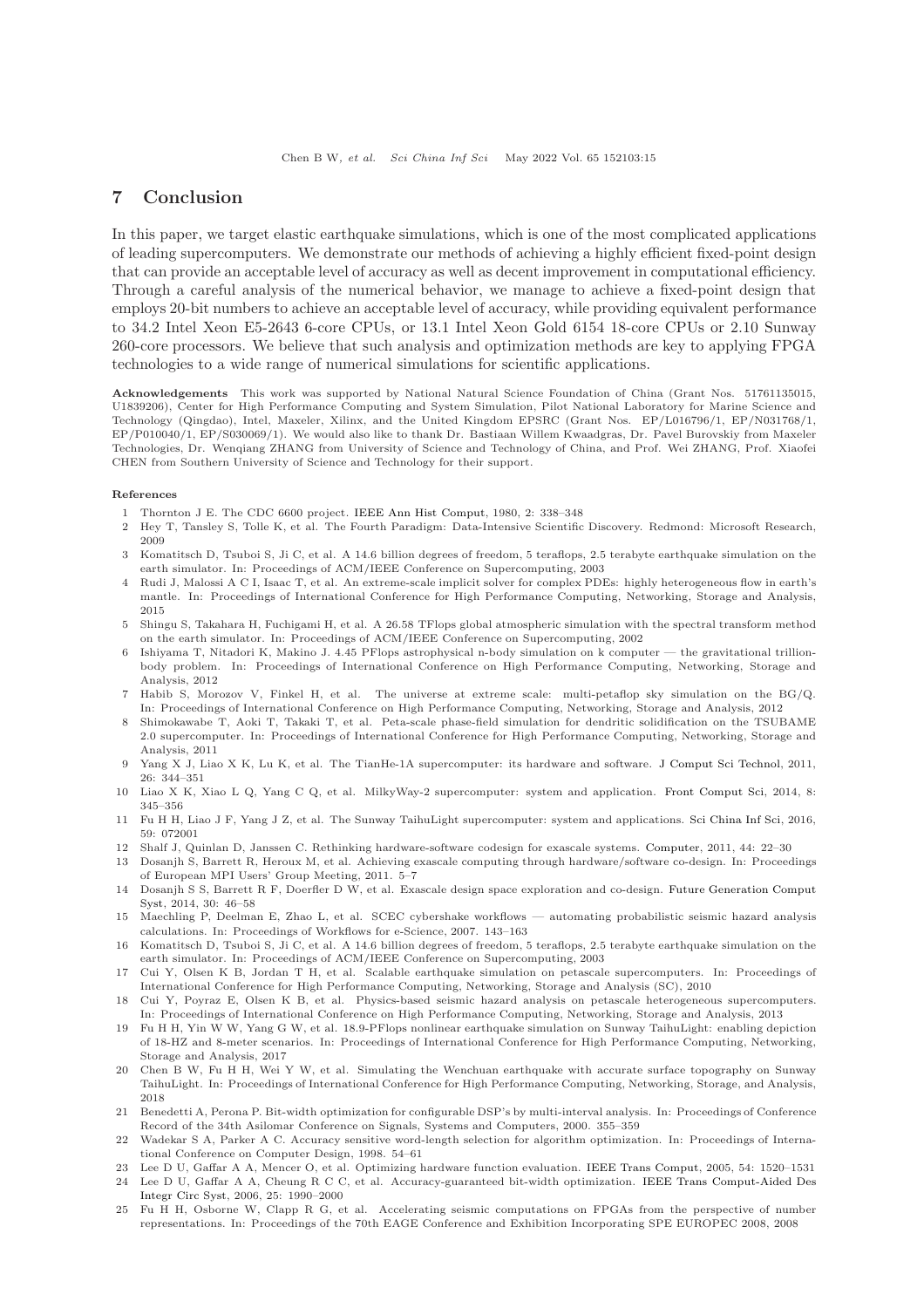## 7 Conclusion

In this paper, we target elastic earthquake simulations, which is one of the most complicated applications of leading supercomputers. We demonstrate our methods of achieving a highly efficient fixed-point design that can provide an acceptable level of accuracy as well as decent improvement in computational efficiency. Through a careful analysis of the numerical behavior, we manage to achieve a fixed-point design that employs 20-bit numbers to achieve an acceptable level of accuracy, while providing equivalent performance to 34.2 Intel Xeon E5-2643 6-core CPUs, or 13.1 Intel Xeon Gold 6154 18-core CPUs or 2.10 Sunway 260-core processors. We believe that such analysis and optimization methods are key to applying FPGA technologies to a wide range of numerical simulations for scientific applications.

**Acknowledgements** This work was supported by National Natural Science Foundation of China (Grant Nos. 51761135015, U1839206), Center for High Performance Computing and System Simulation, Pilot National Laboratory for Marine Science and Technology (Qingdao), Intel, Maxeler, Xilinx, and the United Kingdom EPSRC (Grant Nos. EP/L016796/1, EP/N031768/1, EP/P010040/1, EP/S030069/1). We would also like to thank Dr. Bastiaan Willem Kwaadgras, Dr. Pavel Burovskiy from Maxeler Technologies, Dr. Wenqiang ZHANG from University of Science and Technology of China, and Prof. Wei ZHANG, Prof. Xiaofei CHEN from Southern University of Science and Technology for their support.

**References**

1. Thornton J E. The CDC 6600 project. IEEE Ann Hist Comput, 1980, 2: 338–348
2. Hey T, Tansley S, Tolle K, et al. The Fourth Paradigm: Data-Intensive Scientific Discovery. Redmond: Microsoft Research, 2009
3. Komatitsch D, Tsuboi S, Ji C, et al. A 14.6 billion degrees of freedom, 5 teraflops, 2.5 terabyte earthquake simulation on the earth simulator. In: Proceedings of ACM/IEEE Conference on Supercomputing, 2003
4. Rudi J, Malossi A C I, Isaac T, et al. An extreme-scale implicit solver for complex PDEs: highly heterogeneous flow in earth's mantle. In: Proceedings of International Conference for High Performance Computing, Networking, Storage and Analysis, 2015
5. Shingu S, Takahara H, Fuchigami H, et al. A 26.58 TFlops global atmospheric simulation with the spectral transform method on the earth simulator. In: Proceedings of ACM/IEEE Conference on Supercomputing, 2002
6. Ishiyama T, Nitadori K, Makino J. 4.45 PFlops astrophysical n-body simulation on k computer — the gravitational trillion-body problem. In: Proceedings of International Conference on High Performance Computing, Networking, Storage and Analysis, 2012
7. Habib S, Morozov V, Finkel H, et al. The universe at extreme scale: multi-petaflop sky simulation on the BG/Q. In: Proceedings of International Conference on High Performance Computing, Networking, Storage and Analysis, 2012
8. Shimokawabe T, Aoki T, Takaki T, et al. Peta-scale phase-field simulation for dendritic solidification on the TSUBAME 2.0 supercomputer. In: Proceedings of International Conference for High Performance Computing, Networking, Storage and Analysis, 2011
9. Yang X J, Liao X K, Lu K, et al. The TianHe-1A supercomputer: its hardware and software. J Comput Sci Technol, 2011, 26: 344–351
10. Liao X K, Xiao L Q, Yang C Q, et al. MilkyWay-2 supercomputer: system and application. Front Comput Sci, 2014, 8: 345–356
11. Fu H H, Liao J F, Yang J Z, et al. The Sunway TaihuLight supercomputer: system and applications. Sci China Inf Sci, 2016, 59: 072001
12. Shalf J, Quinlan D, Janssen C. Rethinking hardware-software codesign for exascale systems. Computer, 2011, 44: 22–30
13. Dosanjh S, Barrett R, Heroux M, et al. Achieving exascale computing through hardware/software co-design. In: Proceedings of European MPI Users' Group Meeting, 2011. 5–7
14. Dosanjh S S, Barrett R F, Doerfler D W, et al. Exascale design space exploration and co-design. Future Generation Comput Syst, 2014, 30: 46–58
15. Maechling P, Deelman E, Zhao L, et al. SCEC cybershake workflows — automating probabilistic seismic hazard analysis calculations. In: Proceedings of Workflows for e-Science, 2007. 143–163
16. Komatitsch D, Tsuboi S, Ji C, et al. A 14.6 billion degrees of freedom, 5 teraflops, 2.5 terabyte earthquake simulation on the earth simulator. In: Proceedings of ACM/IEEE Conference on Supercomputing, 2003
17. Cui Y, Olsen K B, Jordan T H, et al. Scalable earthquake simulation on petascale supercomputers. In: Proceedings of International Conference for High Performance Computing, Networking, Storage and Analysis (SC), 2010
18. Cui Y, Poyraz E, Olsen K B, et al. Physics-based seismic hazard analysis on petascale heterogeneous supercomputers. In: Proceedings of International Conference on High Performance Computing, Networking, Storage and Analysis, 2013
19. Fu H H, Yin W W, Yang G W, et al. 18.9-PFlops nonlinear earthquake simulation on Sunway TaihuLight: enabling depiction of 18-HZ and 8-meter scenarios. In: Proceedings of International Conference for High Performance Computing, Networking, Storage and Analysis, 2017
20. Chen B W, Fu H H, Wei Y W, et al. Simulating the Wenchuan earthquake with accurate surface topography on Sunway TaihuLight. In: Proceedings of International Conference for High Performance Computing, Networking, Storage, and Analysis, 2018
21. Benedetti A, Perona P. Bit-width optimization for configurable DSP's by multi-interval analysis. In: Proceedings of Conference Record of the 34th Asilomar Conference on Signals, Systems and Computers, 2000. 355–359
22. Wadekar S A, Parker A C. Accuracy sensitive word-length selection for algorithm optimization. In: Proceedings of International Conference on Computer Design, 1998. 54–61
23. Lee D U, Gaffar A A, Mencer O, et al. Optimizing hardware function evaluation. IEEE Trans Comput, 2005, 54: 1520–1531
24. Lee D U, Gaffar A A, Cheung R C C, et al. Accuracy-guaranteed bit-width optimization. IEEE Trans Comput-Aided Des Integr Circ Syst, 2006, 25: 1990–2000
25. Fu H H, Osborne W, Clapp R G, et al. Accelerating seismic computations on FPGAs from the perspective of number representations. In: Proceedings of the 70th EAGE Conference and Exhibition Incorporating SPE EUROPEC 2008, 2008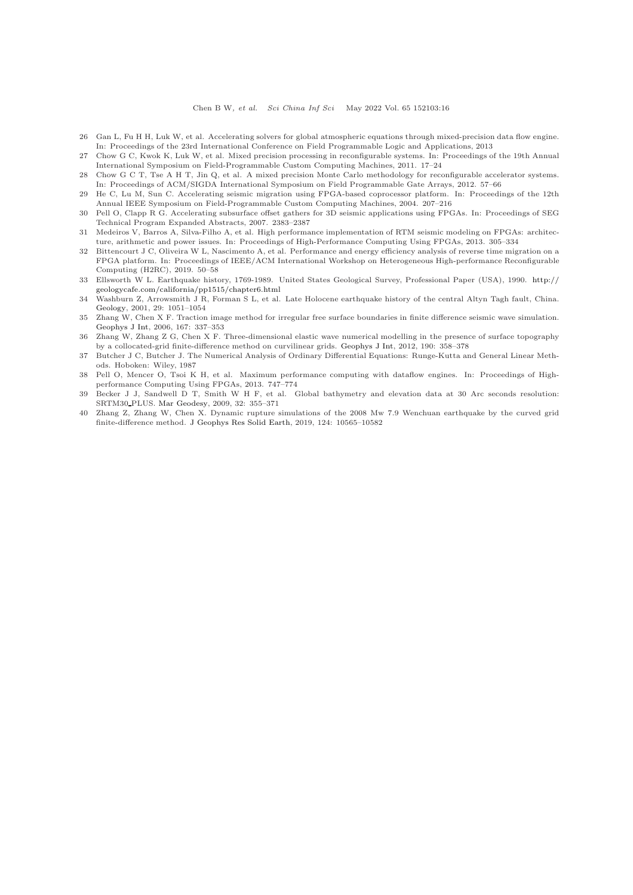26 Gan L, Fu H H, Luk W, et al. Accelerating solvers for global atmospheric equations through mixed-precision data flow engine. In: Proceedings of the 23rd International Conference on Field Programmable Logic and Applications, 2013

27 Chow G C, Kwok K, Luk W, et al. Mixed precision processing in reconfigurable systems. In: Proceedings of the 19th Annual International Symposium on Field-Programmable Custom Computing Machines, 2011. 17–24

28 Chow G C T, Tse A H T, Jin Q, et al. A mixed precision Monte Carlo methodology for reconfigurable accelerator systems. In: Proceedings of ACM/SIGDA International Symposium on Field Programmable Gate Arrays, 2012. 57–66

29 He C, Lu M, Sun C. Accelerating seismic migration using FPGA-based coprocessor platform. In: Proceedings of the 12th Annual IEEE Symposium on Field-Programmable Custom Computing Machines, 2004. 207–216

30 Pell O, Clapp R G. Accelerating subsurface offset gathers for 3D seismic applications using FPGAs. In: Proceedings of SEG Technical Program Expanded Abstracts, 2007. 2383–2387

31 Medeiros V, Barros A, Silva-Filho A, et al. High performance implementation of RTM seismic modeling on FPGAs: architecture, arithmetic and power issues. In: Proceedings of High-Performance Computing Using FPGAs, 2013. 305–334

32 Bittencourt J C, Oliveira W L, Nascimento A, et al. Performance and energy efficiency analysis of reverse time migration on a FPGA platform. In: Proceedings of IEEE/ACM International Workshop on Heterogeneous High-performance Reconfigurable Computing (H2RC), 2019. 50–58

33 Ellsworth W L. Earthquake history, 1769-1989. United States Geological Survey, Professional Paper (USA), 1990. http://geologycafe.com/california/pp1515/chapter6.html

34 Washburn Z, Arrowsmith J R, Forman S L, et al. Late Holocene earthquake history of the central Altyn Tagh fault, China. Geology, 2001, 29: 1051–1054

35 Zhang W, Chen X F. Traction image method for irregular free surface boundaries in finite difference seismic wave simulation. Geophys J Int, 2006, 167: 337–353

36 Zhang W, Zhang Z G, Chen X F. Three-dimensional elastic wave numerical modelling in the presence of surface topography by a collocated-grid finite-difference method on curvilinear grids. Geophys J Int, 2012, 190: 358–378

37 Butcher J C, Butcher J. The Numerical Analysis of Ordinary Differential Equations: Runge-Kutta and General Linear Methods. Hoboken: Wiley, 1987

38 Pell O, Mencer O, Tsoi K H, et al. Maximum performance computing with dataflow engines. In: Proceedings of High-performance Computing Using FPGAs, 2013. 747–774

39 Becker J J, Sandwell D T, Smith W H F, et al. Global bathymetry and elevation data at 30 Arc seconds resolution: SRTM30_PLUS. Mar Geodesy, 2009, 32: 355–371

40 Zhang Z, Zhang W, Chen X. Dynamic rupture simulations of the 2008 Mw 7.9 Wenchuan earthquake by the curved grid finite-difference method. J Geophys Res Solid Earth, 2019, 124: 10565–10582